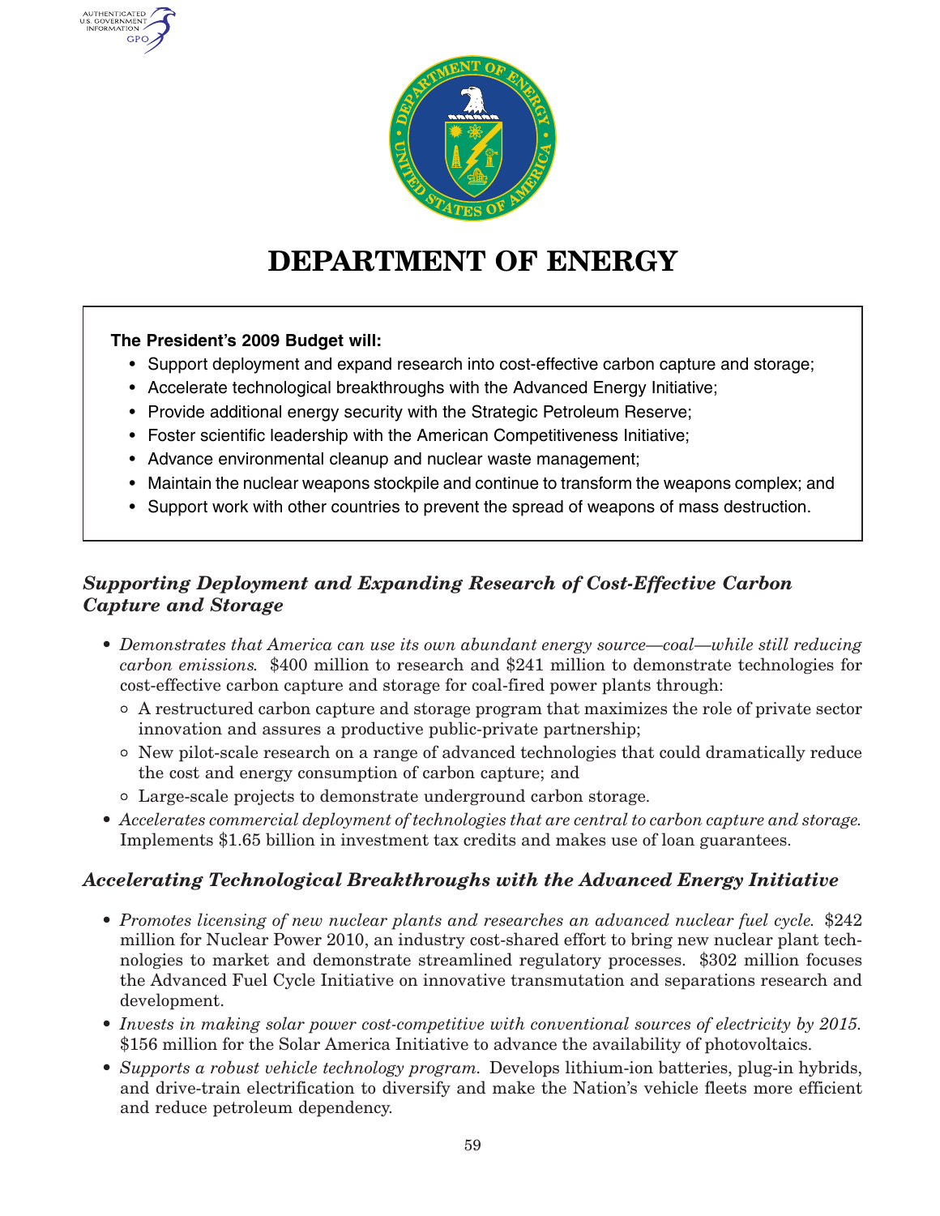# DEPARTMENT OF ENERGY

**The President's 2009 Budget will:**

- Support deployment and expand research into cost-effective carbon capture and storage;
- Accelerate technological breakthroughs with the Advanced Energy Initiative;
- Provide additional energy security with the Strategic Petroleum Reserve;
- Foster scientific leadership with the American Competitiveness Initiative;
- Advance environmental cleanup and nuclear waste management;
- Maintain the nuclear weapons stockpile and continue to transform the weapons complex; and
- Support work with other countries to prevent the spread of weapons of mass destruction.

## *Supporting Deployment and Expanding Research of Cost-Effective Carbon Capture and Storage*

- *Demonstrates that America can use its own abundant energy source—coal—while still reducing carbon emissions.* $400 million to research and $241 million to demonstrate technologies for cost-effective carbon capture and storage for coal-fired power plants through:
  - A restructured carbon capture and storage program that maximizes the role of private sector innovation and assures a productive public-private partnership;
  - New pilot-scale research on a range of advanced technologies that could dramatically reduce the cost and energy consumption of carbon capture; and
  - Large-scale projects to demonstrate underground carbon storage.
- *Accelerates commercial deployment of technologies that are central to carbon capture and storage.* Implements $1.65 billion in investment tax credits and makes use of loan guarantees.

## *Accelerating Technological Breakthroughs with the Advanced Energy Initiative*

- *Promotes licensing of new nuclear plants and researches an advanced nuclear fuel cycle.* $242 million for Nuclear Power 2010, an industry cost-shared effort to bring new nuclear plant technologies to market and demonstrate streamlined regulatory processes. $302 million focuses the Advanced Fuel Cycle Initiative on innovative transmutation and separations research and development.
- *Invests in making solar power cost-competitive with conventional sources of electricity by 2015.* $156 million for the Solar America Initiative to advance the availability of photovoltaics.
- *Supports a robust vehicle technology program.* Develops lithium-ion batteries, plug-in hybrids, and drive-train electrification to diversify and make the Nation's vehicle fleets more efficient and reduce petroleum dependency.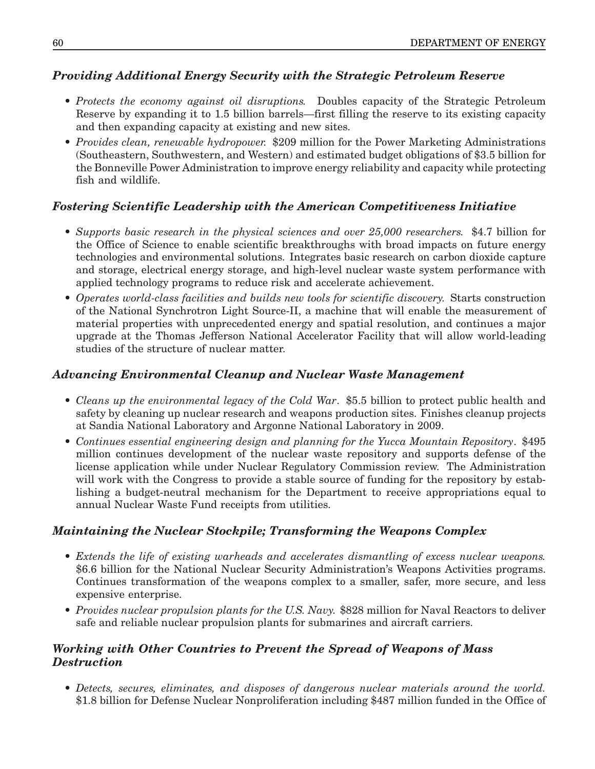### *Providing Additional Energy Security with the Strategic Petroleum Reserve*

- *Protects the economy against oil disruptions.* Doubles capacity of the Strategic Petroleum Reserve by expanding it to 1.5 billion barrels—first filling the reserve to its existing capacity and then expanding capacity at existing and new sites.
- *Provides clean, renewable hydropower.* $209 million for the Power Marketing Administrations (Southeastern, Southwestern, and Western) and estimated budget obligations of $3.5 billion for the Bonneville Power Administration to improve energy reliability and capacity while protecting fish and wildlife.

### *Fostering Scientific Leadership with the American Competitiveness Initiative*

- *Supports basic research in the physical sciences and over 25,000 researchers.* $4.7 billion for the Office of Science to enable scientific breakthroughs with broad impacts on future energy technologies and environmental solutions. Integrates basic research on carbon dioxide capture and storage, electrical energy storage, and high-level nuclear waste system performance with applied technology programs to reduce risk and accelerate achievement.
- *Operates world-class facilities and builds new tools for scientific discovery.* Starts construction of the National Synchrotron Light Source-II, a machine that will enable the measurement of material properties with unprecedented energy and spatial resolution, and continues a major upgrade at the Thomas Jefferson National Accelerator Facility that will allow world-leading studies of the structure of nuclear matter.

### *Advancing Environmental Cleanup and Nuclear Waste Management*

- *Cleans up the environmental legacy of the Cold War*. $5.5 billion to protect public health and safety by cleaning up nuclear research and weapons production sites. Finishes cleanup projects at Sandia National Laboratory and Argonne National Laboratory in 2009.
- *Continues essential engineering design and planning for the Yucca Mountain Repository*. $495 million continues development of the nuclear waste repository and supports defense of the license application while under Nuclear Regulatory Commission review. The Administration will work with the Congress to provide a stable source of funding for the repository by establishing a budget-neutral mechanism for the Department to receive appropriations equal to annual Nuclear Waste Fund receipts from utilities.

### *Maintaining the Nuclear Stockpile; Transforming the Weapons Complex*

- *Extends the life of existing warheads and accelerates dismantling of excess nuclear weapons.* $6.6 billion for the National Nuclear Security Administration's Weapons Activities programs. Continues transformation of the weapons complex to a smaller, safer, more secure, and less expensive enterprise.
- *Provides nuclear propulsion plants for the U.S. Navy.* $828 million for Naval Reactors to deliver safe and reliable nuclear propulsion plants for submarines and aircraft carriers.

### *Working with Other Countries to Prevent the Spread of Weapons of Mass Destruction*

- *Detects, secures, eliminates, and disposes of dangerous nuclear materials around the world.* $1.8 billion for Defense Nuclear Nonproliferation including $487 million funded in the Office of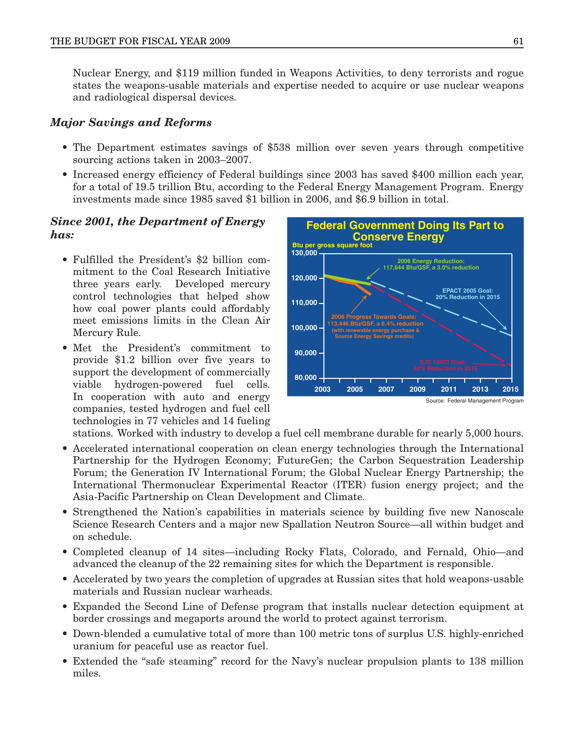Nuclear Energy, and $119 million funded in Weapons Activities, to deny terrorists and rogue states the weapons-usable materials and expertise needed to acquire or use nuclear weapons and radiological dispersal devices.

### *Major Savings and Reforms*

- The Department estimates savings of $538 million over seven years through competitive sourcing actions taken in 2003–2007.
- Increased energy efficiency of Federal buildings since 2003 has saved $400 million each year, for a total of 19.5 trillion Btu, according to the Federal Energy Management Program. Energy investments made since 1985 saved $1 billion in 2006, and $6.9 billion in total.

### *Since 2001, the Department of Energy has:*

- Fulfilled the President's $2 billion commitment to the Coal Research Initiative three years early. Developed mercury control technologies that helped show how coal power plants could affordably meet emissions limits in the Clean Air Mercury Rule.
- Met the President's commitment to provide $1.2 billion over five years to support the development of commercially viable hydrogen-powered fuel cells. In cooperation with auto and energy companies, tested hydrogen and fuel cell technologies in 77 vehicles and 14 fueling stations. Worked with industry to develop a fuel cell membrane durable for nearly 5,000 hours.
- Accelerated international cooperation on clean energy technologies through the International Partnership for the Hydrogen Economy; FutureGen; the Carbon Sequestration Leadership Forum; the Generation IV International Forum; the Global Nuclear Energy Partnership; the International Thermonuclear Experimental Reactor (ITER) fusion energy project; and the Asia-Pacific Partnership on Clean Development and Climate.
- Strengthened the Nation's capabilities in materials science by building five new Nanoscale Science Research Centers and a major new Spallation Neutron Source—all within budget and on schedule.
- Completed cleanup of 14 sites—including Rocky Flats, Colorado, and Fernald, Ohio—and advanced the cleanup of the 22 remaining sites for which the Department is responsible.
- Accelerated by two years the completion of upgrades at Russian sites that hold weapons-usable materials and Russian nuclear warheads.
- Expanded the Second Line of Defense program that installs nuclear detection equipment at border crossings and megaports around the world to protect against terrorism.
- Down-blended a cumulative total of more than 100 metric tons of surplus U.S. highly-enriched uranium for peaceful use as reactor fuel.
- Extended the "safe steaming" record for the Navy's nuclear propulsion plants to 138 million miles.

**Federal Government Doing Its Part to Conserve Energy**

Btu per gross square foot

- 2006 Energy Reduction: 117,644 Btu/GSF, a 3.0% reduction
- 2006 Progress Towards Goals: 113,446 Btu/GSF, a 6.4% reduction (with renewable energy purchase & Source Energy Savings credits)
- EPACT 2005 Goal: 20% Reduction in 2015
- E.O. 13423 Goal: 30% Reduction in 2015

Source: Federal Management Program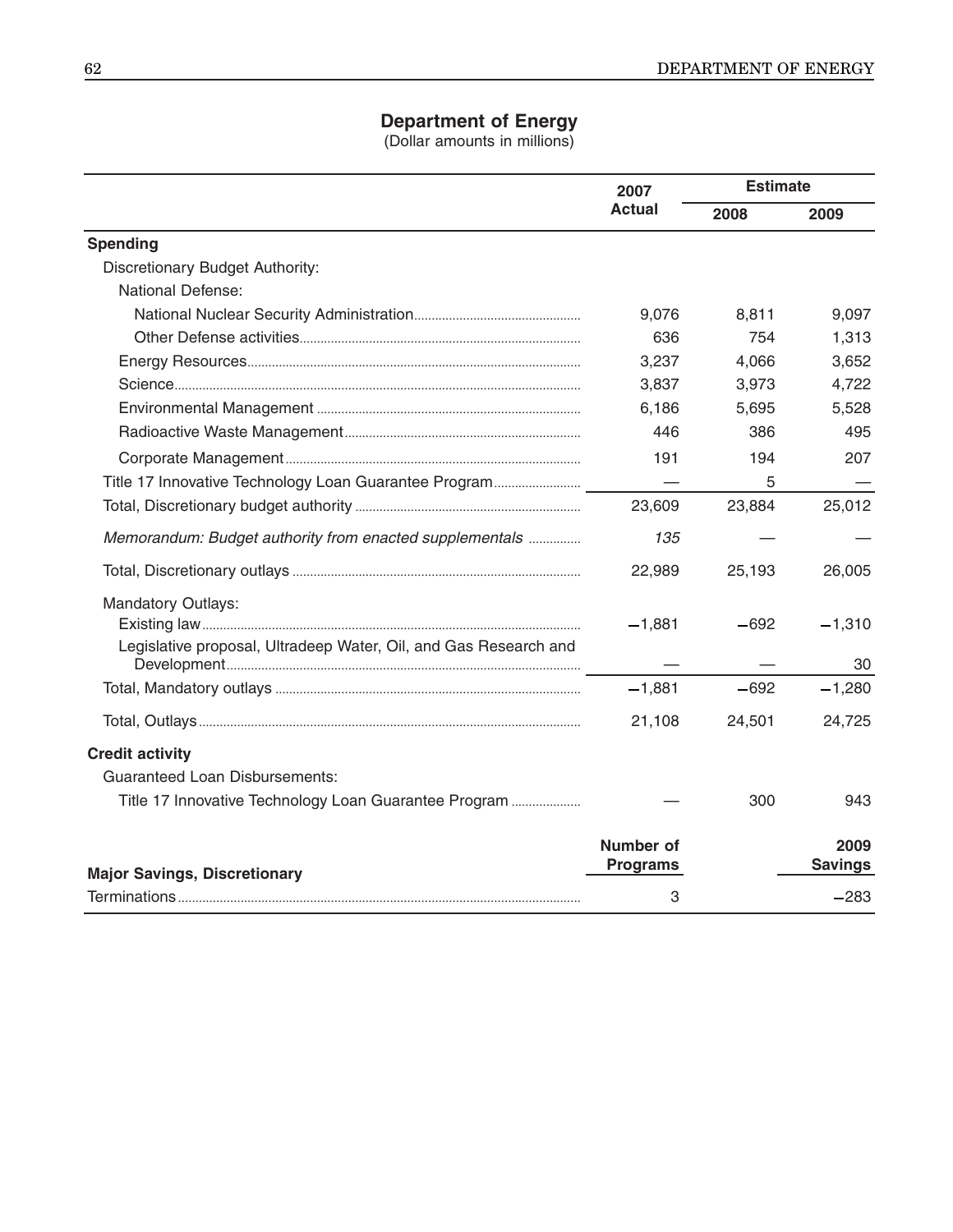## Department of Energy

(Dollar amounts in millions)

| | 2007 Actual | Estimate | |
|---|---|---|---|
| | | 2008 | 2009 |
| **Spending** | | | |
| Discretionary Budget Authority: | | | |
| National Defense: | | | |
| National Nuclear Security Administration | 9,076 | 8,811 | 9,097 |
| Other Defense activities | 636 | 754 | 1,313 |
| Energy Resources | 3,237 | 4,066 | 3,652 |
| Science | 3,837 | 3,973 | 4,722 |
| Environmental Management | 6,186 | 5,695 | 5,528 |
| Radioactive Waste Management | 446 | 386 | 495 |
| Corporate Management | 191 | 194 | 207 |
| Title 17 Innovative Technology Loan Guarantee Program | — | 5 | — |
| Total, Discretionary budget authority | 23,609 | 23,884 | 25,012 |
| *Memorandum: Budget authority from enacted supplementals* | *135* | — | — |
| Total, Discretionary outlays | 22,989 | 25,193 | 26,005 |
| Mandatory Outlays: | | | |
| Existing law | −1,881 | −692 | −1,310 |
| Legislative proposal, Ultradeep Water, Oil, and Gas Research and Development | — | — | 30 |
| Total, Mandatory outlays | −1,881 | −692 | −1,280 |
| Total, Outlays | 21,108 | 24,501 | 24,725 |
| **Credit activity** | | | |
| Guaranteed Loan Disbursements: | | | |
| Title 17 Innovative Technology Loan Guarantee Program | — | 300 | 943 |

| **Major Savings, Discretionary** | Number of Programs | 2009 Savings |
|---|---|---|
| Terminations | 3 | −283 |